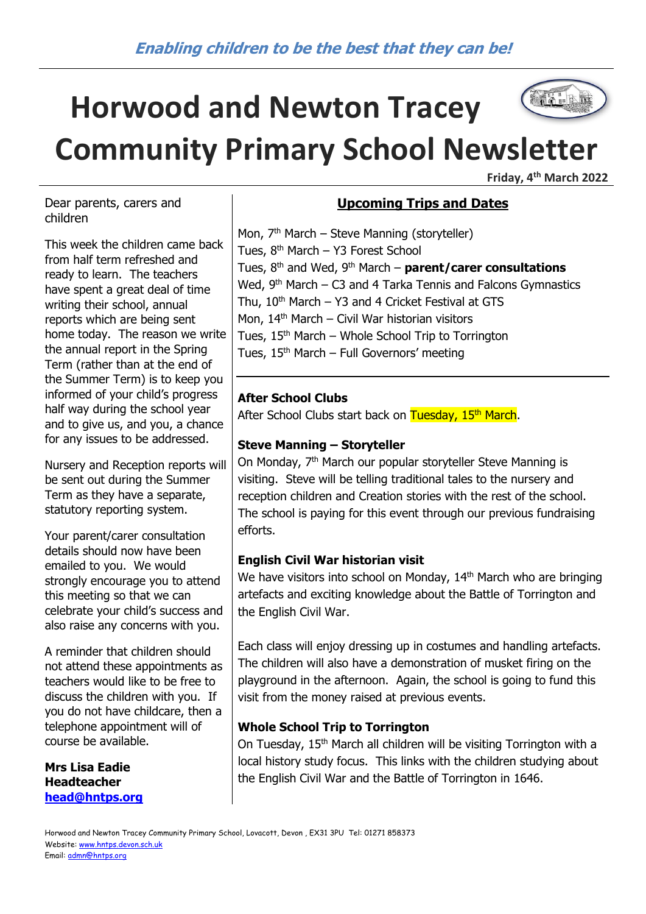*Enabling children to be the best that they can be!*

# Horwood and Newton Tracey Community Primary School Newsletter

**Friday, 4th March 2022**

Dear parents, carers and children

This week the children came back from half term refreshed and ready to learn. The teachers have spent a great deal of time writing their school, annual reports which are being sent home today. The reason we write the annual report in the Spring Term (rather than at the end of the Summer Term) is to keep you informed of your child's progress half way during the school year and to give us, and you, a chance for any issues to be addressed.

Nursery and Reception reports will be sent out during the Summer Term as they have a separate, statutory reporting system.

Your parent/carer consultation details should now have been emailed to you. We would strongly encourage you to attend this meeting so that we can celebrate your child's success and also raise any concerns with you.

A reminder that children should not attend these appointments as teachers would like to be free to discuss the children with you. If you do not have childcare, then a telephone appointment will of course be available.

**Mrs Lisa Eadie**
**Headteacher**
**head@hntps.org**

## Upcoming Trips and Dates

Mon, 7th March – Steve Manning (storyteller)
Tues, 8th March – Y3 Forest School
Tues, 8th and Wed, 9th March – **parent/carer consultations**
Wed, 9th March – C3 and 4 Tarka Tennis and Falcons Gymnastics
Thu, 10th March – Y3 and 4 Cricket Festival at GTS
Mon, 14th March – Civil War historian visitors
Tues, 15th March – Whole School Trip to Torrington
Tues, 15th March – Full Governors' meeting

### After School Clubs

After School Clubs start back on Tuesday, 15th March.

### Steve Manning – Storyteller

On Monday, 7th March our popular storyteller Steve Manning is visiting. Steve will be telling traditional tales to the nursery and reception children and Creation stories with the rest of the school. The school is paying for this event through our previous fundraising efforts.

### English Civil War historian visit

We have visitors into school on Monday, 14th March who are bringing artefacts and exciting knowledge about the Battle of Torrington and the English Civil War.

Each class will enjoy dressing up in costumes and handling artefacts. The children will also have a demonstration of musket firing on the playground in the afternoon. Again, the school is going to fund this visit from the money raised at previous events.

### Whole School Trip to Torrington

On Tuesday, 15th March all children will be visiting Torrington with a local history study focus. This links with the children studying about the English Civil War and the Battle of Torrington in 1646.

Horwood and Newton Tracey Community Primary School, Lovacott, Devon , EX31 3PU Tel: 01271 858373
Website: www.hntps.devon.sch.uk
Email: admn@hntps.org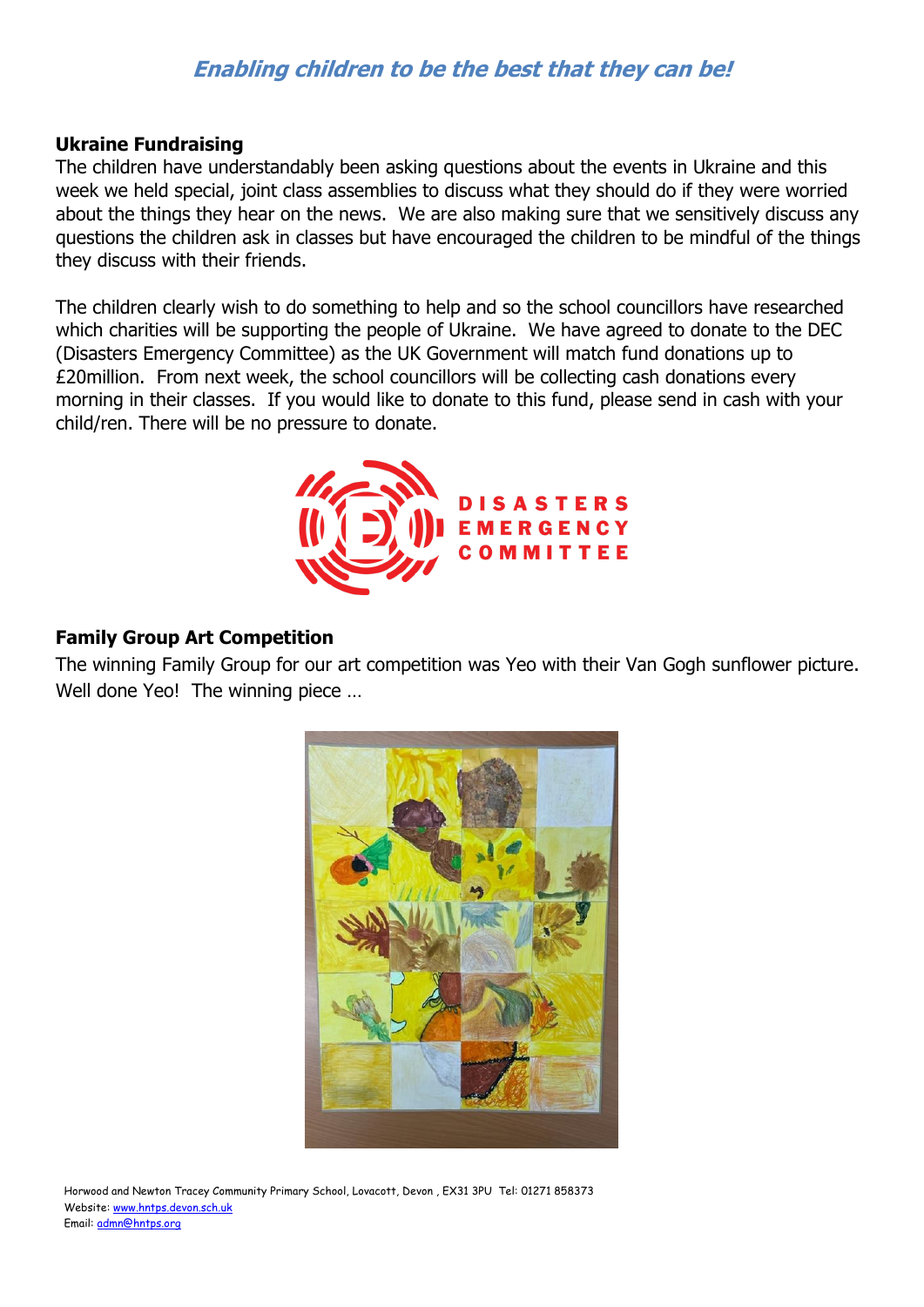*Enabling children to be the best that they can be!*

**Ukraine Fundraising**

The children have understandably been asking questions about the events in Ukraine and this week we held special, joint class assemblies to discuss what they should do if they were worried about the things they hear on the news. We are also making sure that we sensitively discuss any questions the children ask in classes but have encouraged the children to be mindful of the things they discuss with their friends.

The children clearly wish to do something to help and so the school councillors have researched which charities will be supporting the people of Ukraine. We have agreed to donate to the DEC (Disasters Emergency Committee) as the UK Government will match fund donations up to £20million. From next week, the school councillors will be collecting cash donations every morning in their classes. If you would like to donate to this fund, please send in cash with your child/ren. There will be no pressure to donate.

**Family Group Art Competition**

The winning Family Group for our art competition was Yeo with their Van Gogh sunflower picture. Well done Yeo! The winning piece …

Horwood and Newton Tracey Community Primary School, Lovacott, Devon , EX31 3PU Tel: 01271 858373
Website: www.hntps.devon.sch.uk
Email: admn@hntps.org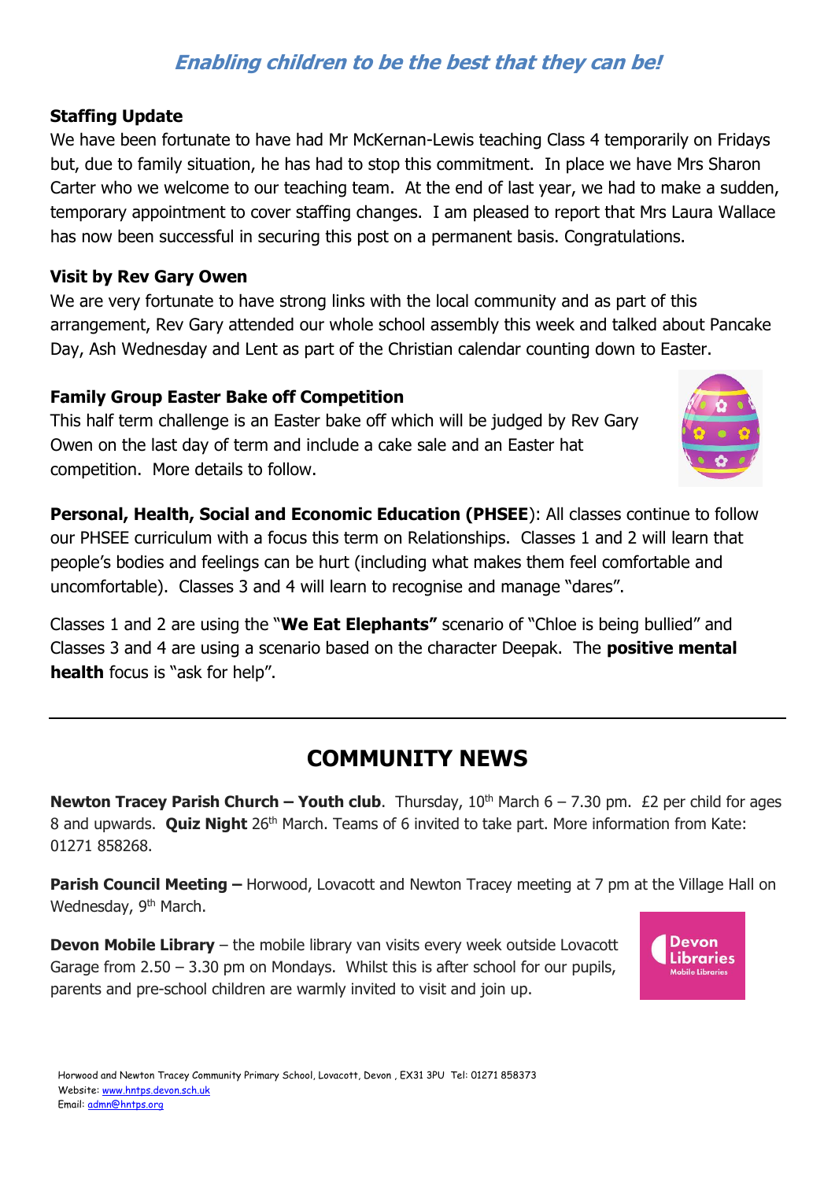***Enabling children to be the best that they can be!***

**Staffing Update**

We have been fortunate to have had Mr McKernan-Lewis teaching Class 4 temporarily on Fridays but, due to family situation, he has had to stop this commitment. In place we have Mrs Sharon Carter who we welcome to our teaching team. At the end of last year, we had to make a sudden, temporary appointment to cover staffing changes. I am pleased to report that Mrs Laura Wallace has now been successful in securing this post on a permanent basis. Congratulations.

**Visit by Rev Gary Owen**

We are very fortunate to have strong links with the local community and as part of this arrangement, Rev Gary attended our whole school assembly this week and talked about Pancake Day, Ash Wednesday and Lent as part of the Christian calendar counting down to Easter.

**Family Group Easter Bake off Competition**

This half term challenge is an Easter bake off which will be judged by Rev Gary Owen on the last day of term and include a cake sale and an Easter hat competition. More details to follow.

**Personal, Health, Social and Economic Education (PHSEE)**: All classes continue to follow our PHSEE curriculum with a focus this term on Relationships. Classes 1 and 2 will learn that people's bodies and feelings can be hurt (including what makes them feel comfortable and uncomfortable). Classes 3 and 4 will learn to recognise and manage "dares".

Classes 1 and 2 are using the "**We Eat Elephants"** scenario of "Chloe is being bullied" and Classes 3 and 4 are using a scenario based on the character Deepak. The **positive mental health** focus is "ask for help".

---

## COMMUNITY NEWS

**Newton Tracey Parish Church – Youth club**. Thursday, 10th March 6 – 7.30 pm. £2 per child for ages 8 and upwards. **Quiz Night** 26th March. Teams of 6 invited to take part. More information from Kate: 01271 858268.

**Parish Council Meeting –** Horwood, Lovacott and Newton Tracey meeting at 7 pm at the Village Hall on Wednesday, 9th March.

**Devon Mobile Library** – the mobile library van visits every week outside Lovacott Garage from 2.50 – 3.30 pm on Mondays. Whilst this is after school for our pupils, parents and pre-school children are warmly invited to visit and join up.

Devon Libraries
Mobile Libraries

Horwood and Newton Tracey Community Primary School, Lovacott, Devon , EX31 3PU Tel: 01271 858373
Website: www.hntps.devon.sch.uk
Email: admn@hntps.org